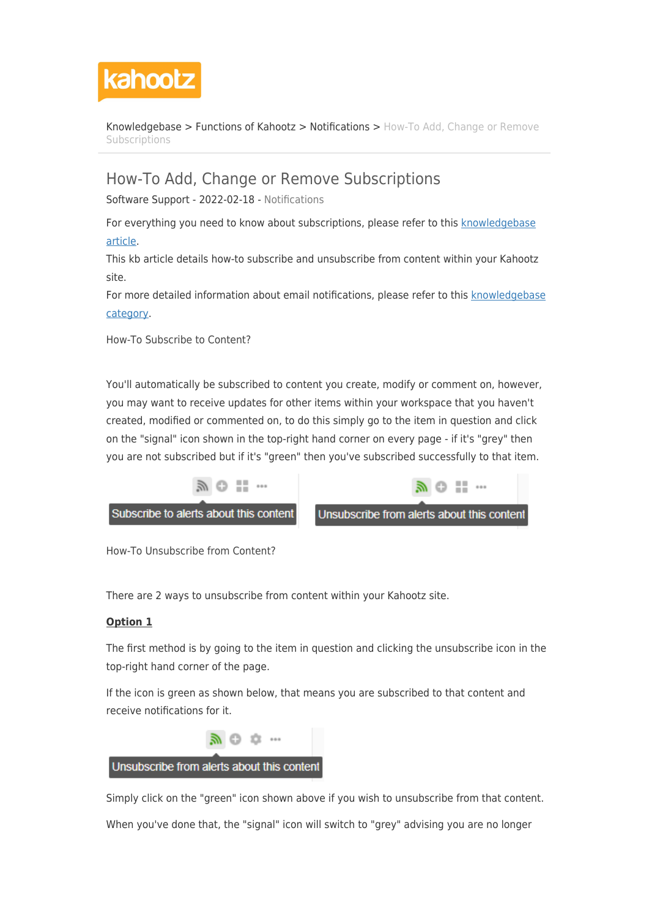kahootz

Knowledgebase > Functions of Kahootz > Notifications > How-To Add, Change or Remove Subscriptions

# How-To Add, Change or Remove Subscriptions

Software Support - 2022-02-18 - Notifications

For everything you need to know about subscriptions, please refer to this knowledgebase article.
This kb article details how-to subscribe and unsubscribe from content within your Kahootz site.
For more detailed information about email notifications, please refer to this knowledgebase category.

How-To Subscribe to Content?

You'll automatically be subscribed to content you create, modify or comment on, however, you may want to receive updates for other items within your workspace that you haven't created, modified or commented on, to do this simply go to the item in question and click on the "signal" icon shown in the top-right hand corner on every page - if it's "grey" then you are not subscribed but if it's "green" then you've subscribed successfully to that item.

Subscribe to alerts about this content

Unsubscribe from alerts about this content

How-To Unsubscribe from Content?

There are 2 ways to unsubscribe from content within your Kahootz site.

**Option 1**

The first method is by going to the item in question and clicking the unsubscribe icon in the top-right hand corner of the page.

If the icon is green as shown below, that means you are subscribed to that content and receive notifications for it.

Unsubscribe from alerts about this content

Simply click on the "green" icon shown above if you wish to unsubscribe from that content.

When you've done that, the "signal" icon will switch to "grey" advising you are no longer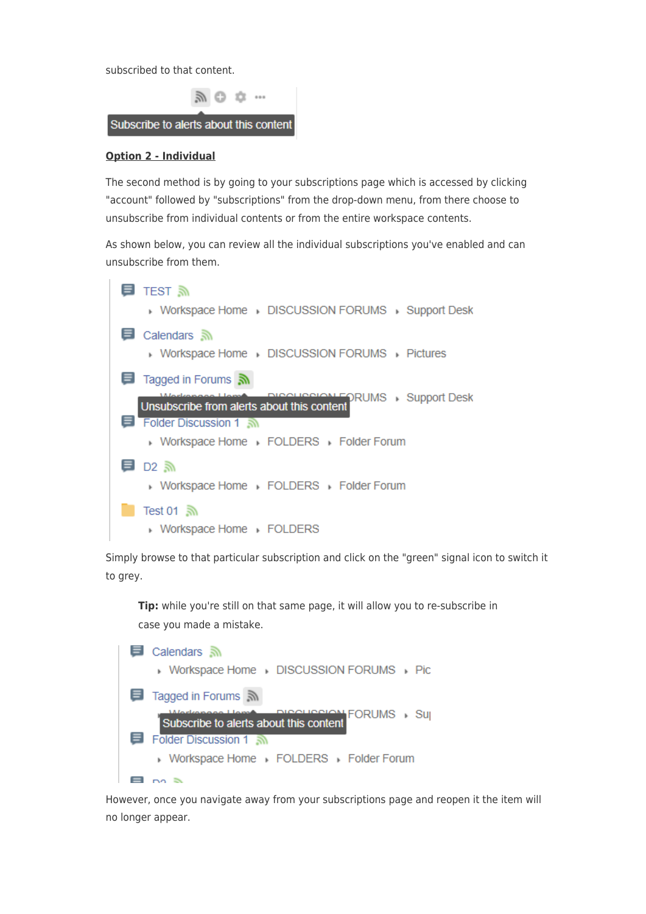subscribed to that content.

**Option 2 - Individual**

The second method is by going to your subscriptions page which is accessed by clicking "account" followed by "subscriptions" from the drop-down menu, from there choose to unsubscribe from individual contents or from the entire workspace contents.

As shown below, you can review all the individual subscriptions you've enabled and can unsubscribe from them.

Simply browse to that particular subscription and click on the "green" signal icon to switch it to grey.

> **Tip:** while you're still on that same page, it will allow you to re-subscribe in case you made a mistake.

However, once you navigate away from your subscriptions page and reopen it the item will no longer appear.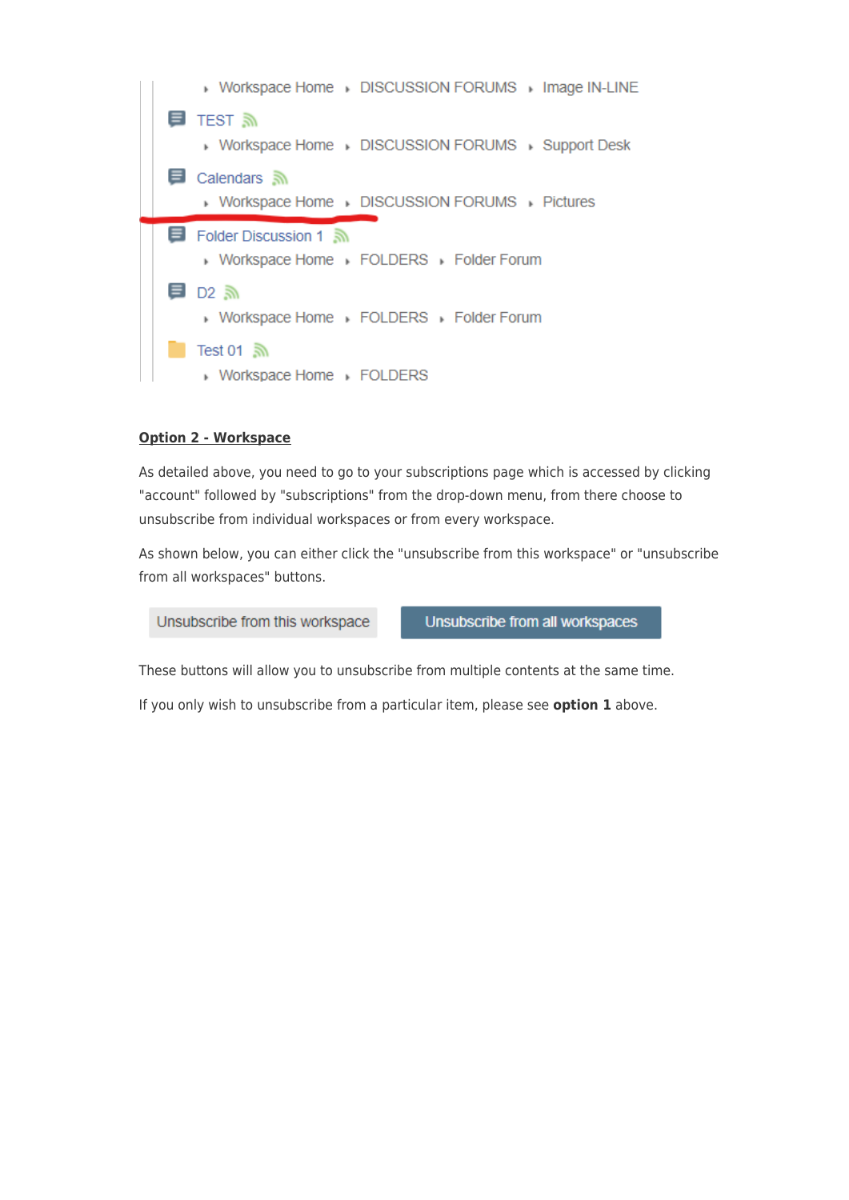- Workspace Home › DISCUSSION FORUMS › Image IN-LINE

TEST

- Workspace Home › DISCUSSION FORUMS › Support Desk

Calendars

- Workspace Home › DISCUSSION FORUMS › Pictures

Folder Discussion 1

- Workspace Home › FOLDERS › Folder Forum

D2

- Workspace Home › FOLDERS › Folder Forum

Test 01

- Workspace Home › FOLDERS

**Option 2 - Workspace**

As detailed above, you need to go to your subscriptions page which is accessed by clicking "account" followed by "subscriptions" from the drop-down menu, from there choose to unsubscribe from individual workspaces or from every workspace.

As shown below, you can either click the "unsubscribe from this workspace" or "unsubscribe from all workspaces" buttons.

Unsubscribe from this workspace    Unsubscribe from all workspaces

These buttons will allow you to unsubscribe from multiple contents at the same time.

If you only wish to unsubscribe from a particular item, please see **option 1** above.